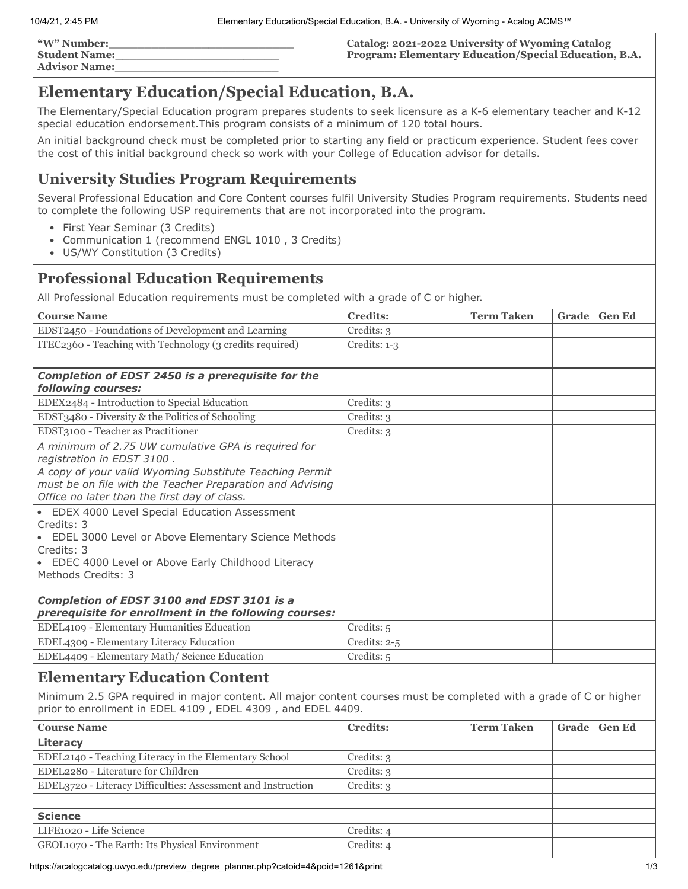**"W" Number:**\_\_\_\_\_\_\_\_\_\_\_\_\_\_\_\_\_\_\_\_\_\_\_\_\_\_
**Student Name:**\_\_\_\_\_\_\_\_\_\_\_\_\_\_\_\_\_\_\_\_\_\_\_\_
**Advisor Name:**\_\_\_\_\_\_\_\_\_\_\_\_\_\_\_\_\_\_\_\_\_\_\_\_

**Catalog: 2021-2022 University of Wyoming Catalog**
**Program: Elementary Education/Special Education, B.A.**

# Elementary Education/Special Education, B.A.

The Elementary/Special Education program prepares students to seek licensure as a K-6 elementary teacher and K-12 special education endorsement.This program consists of a minimum of 120 total hours.

An initial background check must be completed prior to starting any field or practicum experience. Student fees cover the cost of this initial background check so work with your College of Education advisor for details.

## University Studies Program Requirements

Several Professional Education and Core Content courses fulfil University Studies Program requirements. Students need to complete the following USP requirements that are not incorporated into the program.

- First Year Seminar (3 Credits)
- Communication 1 (recommend ENGL 1010 , 3 Credits)
- US/WY Constitution (3 Credits)

## Professional Education Requirements

All Professional Education requirements must be completed with a grade of C or higher.

| Course Name | Credits: | Term Taken | Grade | Gen Ed |
|---|---|---|---|---|
| EDST2450 - Foundations of Development and Learning | Credits: 3 | | | |
| ITEC2360 - Teaching with Technology (3 credits required) | Credits: 1-3 | | | |
| | | | | |
| ***Completion of EDST 2450 is a prerequisite for the following courses:*** | | | | |
| EDEX2484 - Introduction to Special Education | Credits: 3 | | | |
| EDST3480 - Diversity & the Politics of Schooling | Credits: 3 | | | |
| EDST3100 - Teacher as Practitioner | Credits: 3 | | | |
| *A minimum of 2.75 UW cumulative GPA is required for registration in EDST 3100 .* *A copy of your valid Wyoming Substitute Teaching Permit must be on file with the Teacher Preparation and Advising Office no later than the first day of class.* | | | | |
| • EDEX 4000 Level Special Education Assessment Credits: 3 • EDEL 3000 Level or Above Elementary Science Methods Credits: 3 • EDEC 4000 Level or Above Early Childhood Literacy Methods Credits: 3 ***Completion of EDST 3100 and EDST 3101 is a prerequisite for enrollment in the following courses:*** | | | | |
| EDEL4109 - Elementary Humanities Education | Credits: 5 | | | |
| EDEL4309 - Elementary Literacy Education | Credits: 2-5 | | | |
| EDEL4409 - Elementary Math/ Science Education | Credits: 5 | | | |

## Elementary Education Content

Minimum 2.5 GPA required in major content. All major content courses must be completed with a grade of C or higher prior to enrollment in EDEL 4109 , EDEL 4309 , and EDEL 4409.

| Course Name | Credits: | Term Taken | Grade | Gen Ed |
|---|---|---|---|---|
| **Literacy** | | | | |
| EDEL2140 - Teaching Literacy in the Elementary School | Credits: 3 | | | |
| EDEL2280 - Literature for Children | Credits: 3 | | | |
| EDEL3720 - Literacy Difficulties: Assessment and Instruction | Credits: 3 | | | |
| | | | | |
| **Science** | | | | |
| LIFE1020 - Life Science | Credits: 4 | | | |
| GEOL1070 - The Earth: Its Physical Environment | Credits: 4 | | | |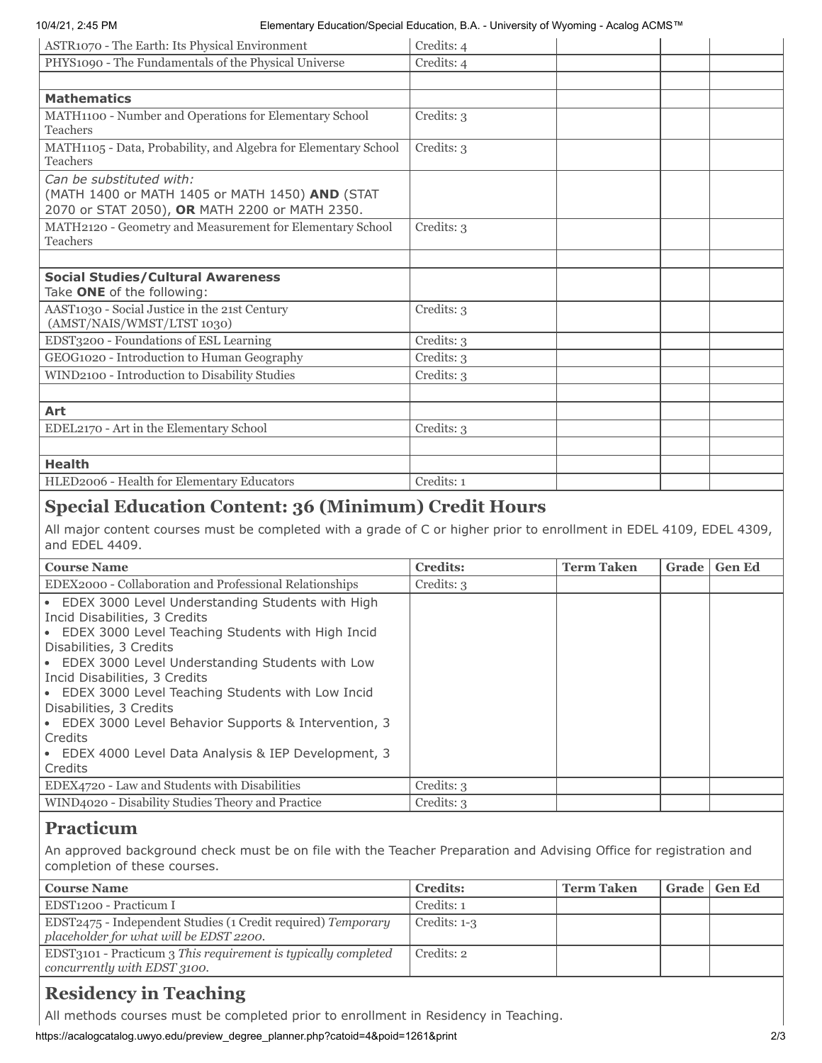| | | | | |
|---|---|---|---|---|
| ASTR1070 - The Earth: Its Physical Environment | Credits: 4 | | | |
| PHYS1090 - The Fundamentals of the Physical Universe | Credits: 4 | | | |
| | | | | |
| **Mathematics** | | | | |
| MATH1100 - Number and Operations for Elementary School Teachers | Credits: 3 | | | |
| MATH1105 - Data, Probability, and Algebra for Elementary School Teachers | Credits: 3 | | | |
| *Can be substituted with:* (MATH 1400 or MATH 1405 or MATH 1450) **AND** (STAT 2070 or STAT 2050), **OR** MATH 2200 or MATH 2350. | | | | |
| MATH2120 - Geometry and Measurement for Elementary School Teachers | Credits: 3 | | | |
| | | | | |
| **Social Studies/Cultural Awareness** Take **ONE** of the following: | | | | |
| AAST1030 - Social Justice in the 21st Century (AMST/NAIS/WMST/LTST 1030) | Credits: 3 | | | |
| EDST3200 - Foundations of ESL Learning | Credits: 3 | | | |
| GEOG1020 - Introduction to Human Geography | Credits: 3 | | | |
| WIND2100 - Introduction to Disability Studies | Credits: 3 | | | |
| | | | | |
| **Art** | | | | |
| EDEL2170 - Art in the Elementary School | Credits: 3 | | | |
| | | | | |
| **Health** | | | | |
| HLED2006 - Health for Elementary Educators | Credits: 1 | | | |

## Special Education Content: 36 (Minimum) Credit Hours

All major content courses must be completed with a grade of C or higher prior to enrollment in EDEL 4109, EDEL 4309, and EDEL 4409.

| Course Name | Credits: | Term Taken | Grade | Gen Ed |
|---|---|---|---|---|
| EDEX2000 - Collaboration and Professional Relationships | Credits: 3 | | | |
| • EDEX 3000 Level Understanding Students with High Incid Disabilities, 3 Credits<br>• EDEX 3000 Level Teaching Students with High Incid Disabilities, 3 Credits<br>• EDEX 3000 Level Understanding Students with Low Incid Disabilities, 3 Credits<br>• EDEX 3000 Level Teaching Students with Low Incid Disabilities, 3 Credits<br>• EDEX 3000 Level Behavior Supports & Intervention, 3 Credits<br>• EDEX 4000 Level Data Analysis & IEP Development, 3 Credits | | | | |
| EDEX4720 - Law and Students with Disabilities | Credits: 3 | | | |
| WIND4020 - Disability Studies Theory and Practice | Credits: 3 | | | |

## Practicum

An approved background check must be on file with the Teacher Preparation and Advising Office for registration and completion of these courses.

| Course Name | Credits: | Term Taken | Grade | Gen Ed |
|---|---|---|---|---|
| EDST1200 - Practicum I | Credits: 1 | | | |
| EDST2475 - Independent Studies (1 Credit required) *Temporary placeholder for what will be EDST 2200.* | Credits: 1-3 | | | |
| EDST3101 - Practicum 3 *This requirement is typically completed concurrently with EDST 3100.* | Credits: 2 | | | |

## Residency in Teaching

All methods courses must be completed prior to enrollment in Residency in Teaching.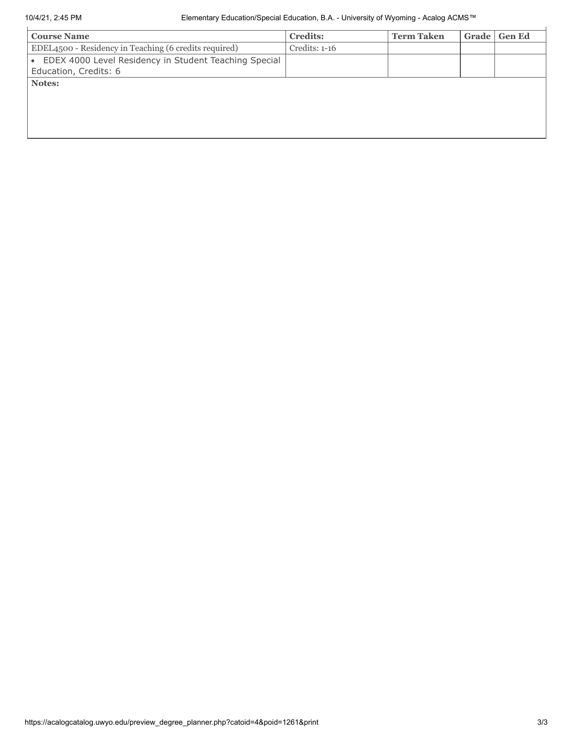| Course Name | Credits: | Term Taken | Grade | Gen Ed |
|---|---|---|---|---|
| EDEL4500 - Residency in Teaching (6 credits required) | Credits: 1-16 | | | |
| • EDEX 4000 Level Residency in Student Teaching Special Education, Credits: 6 | | | | |
| **Notes:** | | | | |